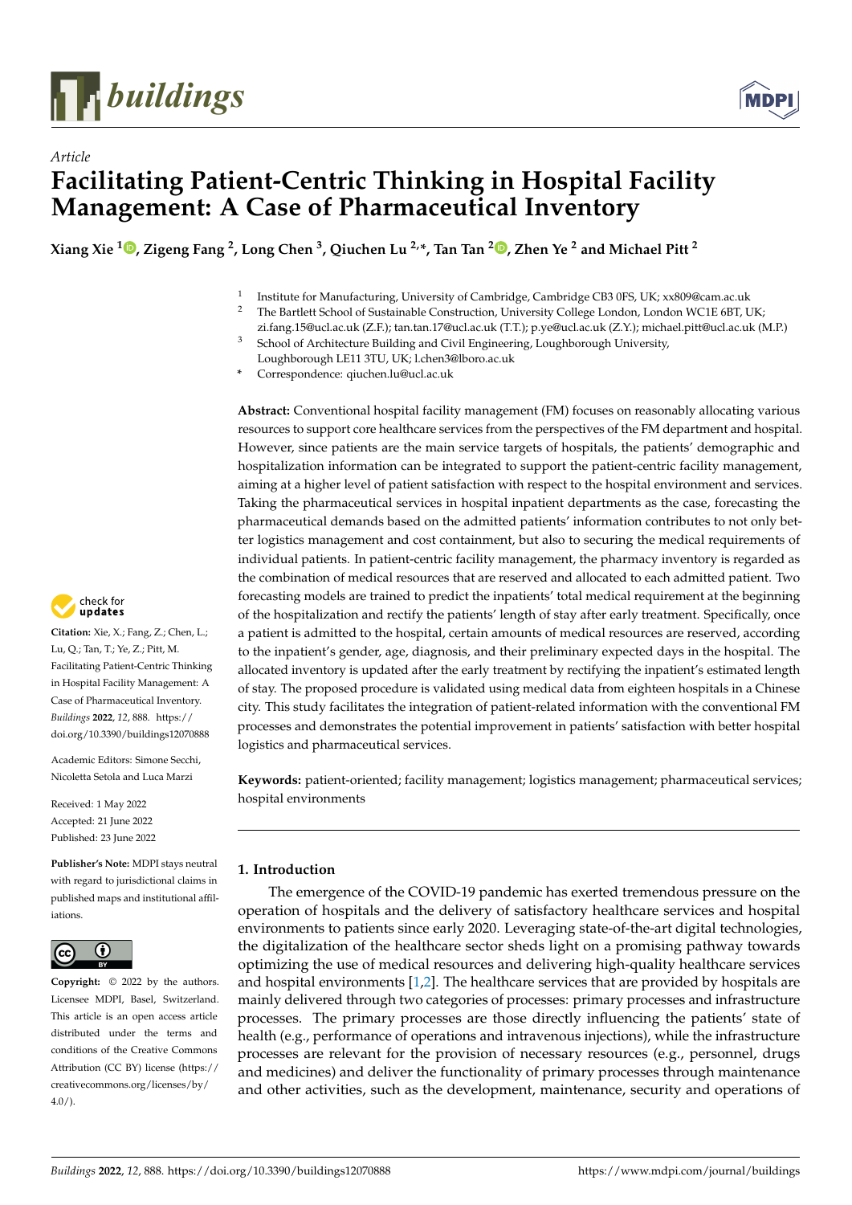Article

# Facilitating Patient-Centric Thinking in Hospital Facility Management: A Case of Pharmaceutical Inventory

**Xiang Xie [1], Zigeng Fang [2], Long Chen [3], Qiuchen Lu [2,*], Tan Tan [2], Zhen Ye [2] and Michael Pitt [2]**

[1] Institute for Manufacturing, University of Cambridge, Cambridge CB3 0FS, UK; xx809@cam.ac.uk
[2] The Bartlett School of Sustainable Construction, University College London, London WC1E 6BT, UK; zi.fang.15@ucl.ac.uk (Z.F.); tan.tan.17@ucl.ac.uk (T.T.); p.ye@ucl.ac.uk (Z.Y.); michael.pitt@ucl.ac.uk (M.P.)
[3] School of Architecture Building and Civil Engineering, Loughborough University, Loughborough LE11 3TU, UK; l.chen3@lboro.ac.uk
* Correspondence: qiuchen.lu@ucl.ac.uk

**Abstract:** Conventional hospital facility management (FM) focuses on reasonably allocating various resources to support core healthcare services from the perspectives of the FM department and hospital. However, since patients are the main service targets of hospitals, the patients' demographic and hospitalization information can be integrated to support the patient-centric facility management, aiming at a higher level of patient satisfaction with respect to the hospital environment and services. Taking the pharmaceutical services in hospital inpatient departments as the case, forecasting the pharmaceutical demands based on the admitted patients' information contributes to not only better logistics management and cost containment, but also to securing the medical requirements of individual patients. In patient-centric facility management, the pharmacy inventory is regarded as the combination of medical resources that are reserved and allocated to each admitted patient. Two forecasting models are trained to predict the inpatients' total medical requirement at the beginning of the hospitalization and rectify the patients' length of stay after early treatment. Specifically, once a patient is admitted to the hospital, certain amounts of medical resources are reserved, according to the inpatient's gender, age, diagnosis, and their preliminary expected days in the hospital. The allocated inventory is updated after the early treatment by rectifying the inpatient's estimated length of stay. The proposed procedure is validated using medical data from eighteen hospitals in a Chinese city. This study facilitates the integration of patient-related information with the conventional FM processes and demonstrates the potential improvement in patients' satisfaction with better hospital logistics and pharmaceutical services.

**Keywords:** patient-oriented; facility management; logistics management; pharmaceutical services; hospital environments

**Citation:** Xie, X.; Fang, Z.; Chen, L.; Lu, Q.; Tan, T.; Ye, Z.; Pitt, M. Facilitating Patient-Centric Thinking in Hospital Facility Management: A Case of Pharmaceutical Inventory. *Buildings* **2022**, *12*, 888. https://doi.org/10.3390/buildings12070888

Academic Editors: Simone Secchi, Nicoletta Setola and Luca Marzi

Received: 1 May 2022
Accepted: 21 June 2022
Published: 23 June 2022

**Publisher's Note:** MDPI stays neutral with regard to jurisdictional claims in published maps and institutional affiliations.

**Copyright:** © 2022 by the authors. Licensee MDPI, Basel, Switzerland. This article is an open access article distributed under the terms and conditions of the Creative Commons Attribution (CC BY) license (https://creativecommons.org/licenses/by/4.0/).

## 1. Introduction

The emergence of the COVID-19 pandemic has exerted tremendous pressure on the operation of hospitals and the delivery of satisfactory healthcare services and hospital environments to patients since early 2020. Leveraging state-of-the-art digital technologies, the digitalization of the healthcare sector sheds light on a promising pathway towards optimizing the use of medical resources and delivering high-quality healthcare services and hospital environments [1,2]. The healthcare services that are provided by hospitals are mainly delivered through two categories of processes: primary processes and infrastructure processes. The primary processes are those directly influencing the patients' state of health (e.g., performance of operations and intravenous injections), while the infrastructure processes are relevant for the provision of necessary resources (e.g., personnel, drugs and medicines) and deliver the functionality of primary processes through maintenance and other activities, such as the development, maintenance, security and operations of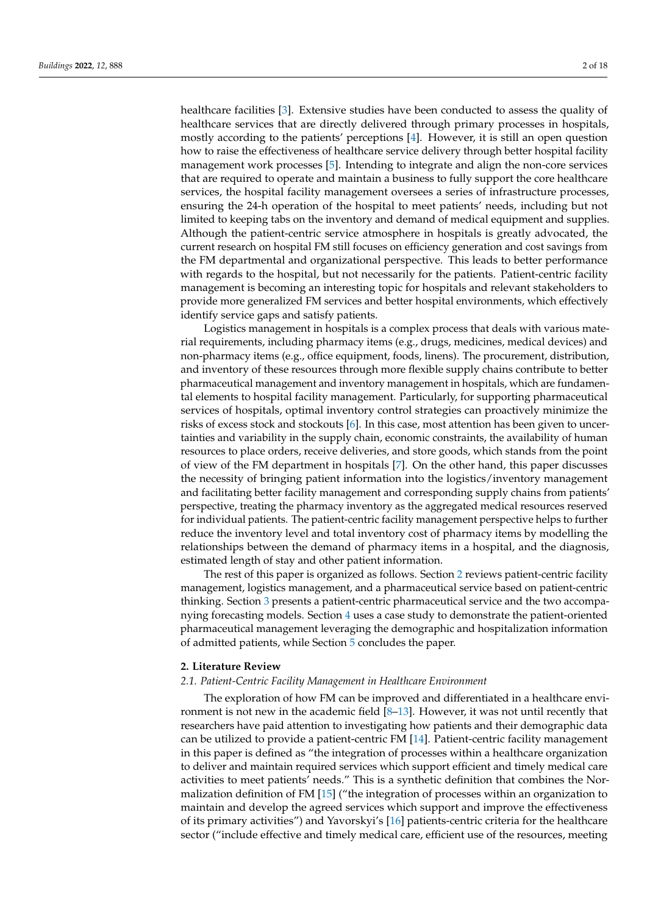healthcare facilities [3]. Extensive studies have been conducted to assess the quality of healthcare services that are directly delivered through primary processes in hospitals, mostly according to the patients' perceptions [4]. However, it is still an open question how to raise the effectiveness of healthcare service delivery through better hospital facility management work processes [5]. Intending to integrate and align the non-core services that are required to operate and maintain a business to fully support the core healthcare services, the hospital facility management oversees a series of infrastructure processes, ensuring the 24-h operation of the hospital to meet patients' needs, including but not limited to keeping tabs on the inventory and demand of medical equipment and supplies. Although the patient-centric service atmosphere in hospitals is greatly advocated, the current research on hospital FM still focuses on efficiency generation and cost savings from the FM departmental and organizational perspective. This leads to better performance with regards to the hospital, but not necessarily for the patients. Patient-centric facility management is becoming an interesting topic for hospitals and relevant stakeholders to provide more generalized FM services and better hospital environments, which effectively identify service gaps and satisfy patients.

Logistics management in hospitals is a complex process that deals with various material requirements, including pharmacy items (e.g., drugs, medicines, medical devices) and non-pharmacy items (e.g., office equipment, foods, linens). The procurement, distribution, and inventory of these resources through more flexible supply chains contribute to better pharmaceutical management and inventory management in hospitals, which are fundamental elements to hospital facility management. Particularly, for supporting pharmaceutical services of hospitals, optimal inventory control strategies can proactively minimize the risks of excess stock and stockouts [6]. In this case, most attention has been given to uncertainties and variability in the supply chain, economic constraints, the availability of human resources to place orders, receive deliveries, and store goods, which stands from the point of view of the FM department in hospitals [7]. On the other hand, this paper discusses the necessity of bringing patient information into the logistics/inventory management and facilitating better facility management and corresponding supply chains from patients' perspective, treating the pharmacy inventory as the aggregated medical resources reserved for individual patients. The patient-centric facility management perspective helps to further reduce the inventory level and total inventory cost of pharmacy items by modelling the relationships between the demand of pharmacy items in a hospital, and the diagnosis, estimated length of stay and other patient information.

The rest of this paper is organized as follows. Section 2 reviews patient-centric facility management, logistics management, and a pharmaceutical service based on patient-centric thinking. Section 3 presents a patient-centric pharmaceutical service and the two accompanying forecasting models. Section 4 uses a case study to demonstrate the patient-oriented pharmaceutical management leveraging the demographic and hospitalization information of admitted patients, while Section 5 concludes the paper.

## 2. Literature Review

### 2.1. Patient-Centric Facility Management in Healthcare Environment

The exploration of how FM can be improved and differentiated in a healthcare environment is not new in the academic field [8–13]. However, it was not until recently that researchers have paid attention to investigating how patients and their demographic data can be utilized to provide a patient-centric FM [14]. Patient-centric facility management in this paper is defined as "the integration of processes within a healthcare organization to deliver and maintain required services which support efficient and timely medical care activities to meet patients' needs." This is a synthetic definition that combines the Normalization definition of FM [15] ("the integration of processes within an organization to maintain and develop the agreed services which support and improve the effectiveness of its primary activities") and Yavorskyi's [16] patients-centric criteria for the healthcare sector ("include effective and timely medical care, efficient use of the resources, meeting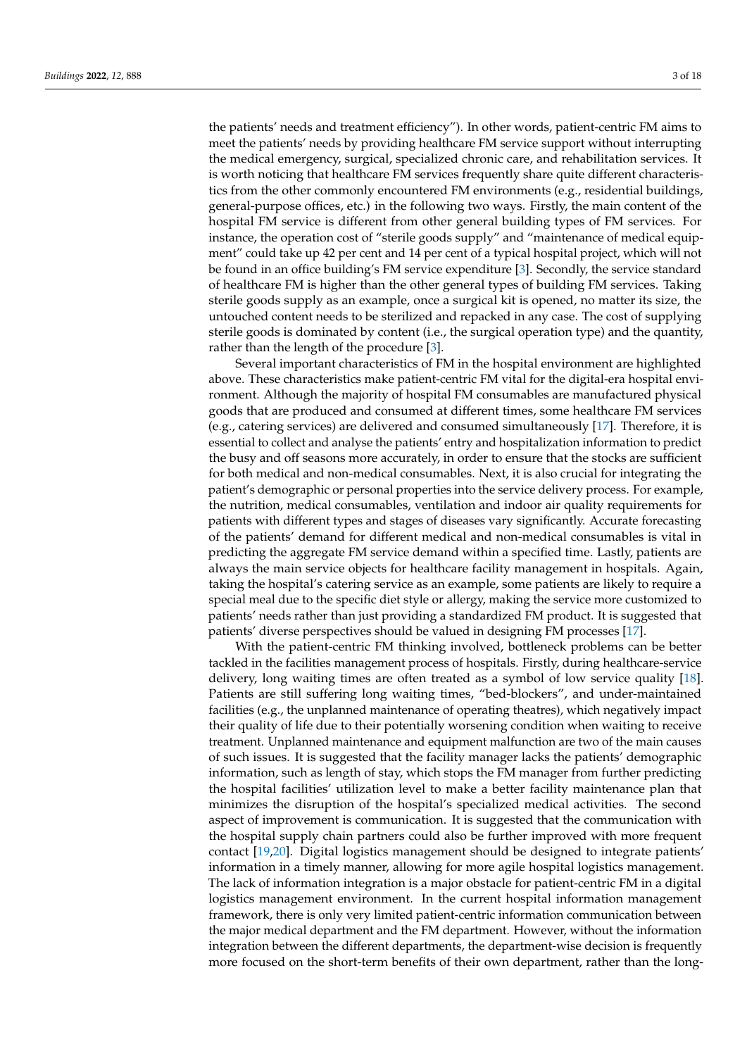the patients' needs and treatment efficiency"). In other words, patient-centric FM aims to meet the patients' needs by providing healthcare FM service support without interrupting the medical emergency, surgical, specialized chronic care, and rehabilitation services. It is worth noticing that healthcare FM services frequently share quite different characteristics from the other commonly encountered FM environments (e.g., residential buildings, general-purpose offices, etc.) in the following two ways. Firstly, the main content of the hospital FM service is different from other general building types of FM services. For instance, the operation cost of "sterile goods supply" and "maintenance of medical equipment" could take up 42 per cent and 14 per cent of a typical hospital project, which will not be found in an office building's FM service expenditure [3]. Secondly, the service standard of healthcare FM is higher than the other general types of building FM services. Taking sterile goods supply as an example, once a surgical kit is opened, no matter its size, the untouched content needs to be sterilized and repacked in any case. The cost of supplying sterile goods is dominated by content (i.e., the surgical operation type) and the quantity, rather than the length of the procedure [3].

Several important characteristics of FM in the hospital environment are highlighted above. These characteristics make patient-centric FM vital for the digital-era hospital environment. Although the majority of hospital FM consumables are manufactured physical goods that are produced and consumed at different times, some healthcare FM services (e.g., catering services) are delivered and consumed simultaneously [17]. Therefore, it is essential to collect and analyse the patients' entry and hospitalization information to predict the busy and off seasons more accurately, in order to ensure that the stocks are sufficient for both medical and non-medical consumables. Next, it is also crucial for integrating the patient's demographic or personal properties into the service delivery process. For example, the nutrition, medical consumables, ventilation and indoor air quality requirements for patients with different types and stages of diseases vary significantly. Accurate forecasting of the patients' demand for different medical and non-medical consumables is vital in predicting the aggregate FM service demand within a specified time. Lastly, patients are always the main service objects for healthcare facility management in hospitals. Again, taking the hospital's catering service as an example, some patients are likely to require a special meal due to the specific diet style or allergy, making the service more customized to patients' needs rather than just providing a standardized FM product. It is suggested that patients' diverse perspectives should be valued in designing FM processes [17].

With the patient-centric FM thinking involved, bottleneck problems can be better tackled in the facilities management process of hospitals. Firstly, during healthcare-service delivery, long waiting times are often treated as a symbol of low service quality [18]. Patients are still suffering long waiting times, "bed-blockers", and under-maintained facilities (e.g., the unplanned maintenance of operating theatres), which negatively impact their quality of life due to their potentially worsening condition when waiting to receive treatment. Unplanned maintenance and equipment malfunction are two of the main causes of such issues. It is suggested that the facility manager lacks the patients' demographic information, such as length of stay, which stops the FM manager from further predicting the hospital facilities' utilization level to make a better facility maintenance plan that minimizes the disruption of the hospital's specialized medical activities. The second aspect of improvement is communication. It is suggested that the communication with the hospital supply chain partners could also be further improved with more frequent contact [19,20]. Digital logistics management should be designed to integrate patients' information in a timely manner, allowing for more agile hospital logistics management. The lack of information integration is a major obstacle for patient-centric FM in a digital logistics management environment. In the current hospital information management framework, there is only very limited patient-centric information communication between the major medical department and the FM department. However, without the information integration between the different departments, the department-wise decision is frequently more focused on the short-term benefits of their own department, rather than the long-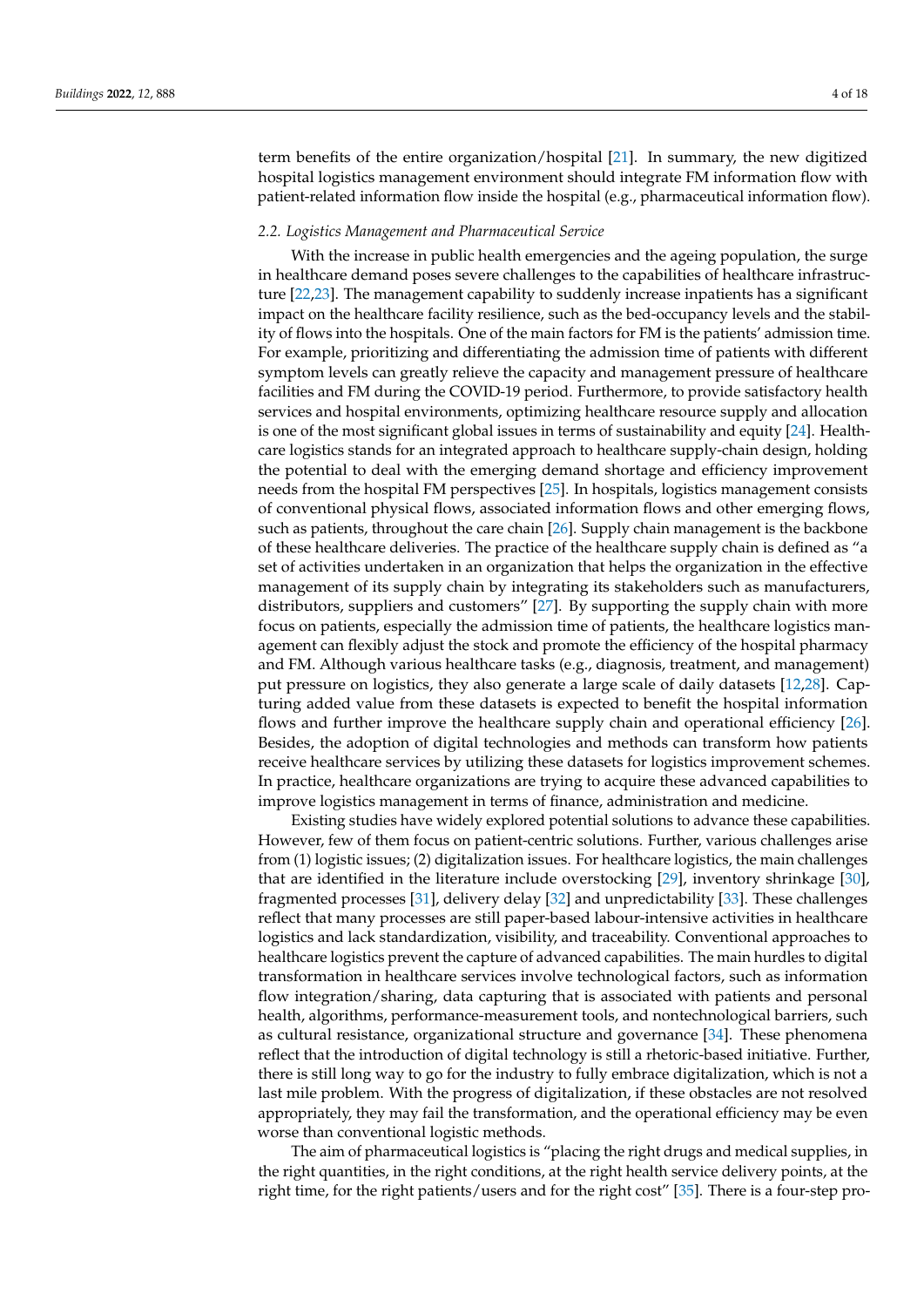term benefits of the entire organization/hospital [21]. In summary, the new digitized hospital logistics management environment should integrate FM information flow with patient-related information flow inside the hospital (e.g., pharmaceutical information flow).

### 2.2. Logistics Management and Pharmaceutical Service

With the increase in public health emergencies and the ageing population, the surge in healthcare demand poses severe challenges to the capabilities of healthcare infrastructure [22,23]. The management capability to suddenly increase inpatients has a significant impact on the healthcare facility resilience, such as the bed-occupancy levels and the stability of flows into the hospitals. One of the main factors for FM is the patients' admission time. For example, prioritizing and differentiating the admission time of patients with different symptom levels can greatly relieve the capacity and management pressure of healthcare facilities and FM during the COVID-19 period. Furthermore, to provide satisfactory health services and hospital environments, optimizing healthcare resource supply and allocation is one of the most significant global issues in terms of sustainability and equity [24]. Healthcare logistics stands for an integrated approach to healthcare supply-chain design, holding the potential to deal with the emerging demand shortage and efficiency improvement needs from the hospital FM perspectives [25]. In hospitals, logistics management consists of conventional physical flows, associated information flows and other emerging flows, such as patients, throughout the care chain [26]. Supply chain management is the backbone of these healthcare deliveries. The practice of the healthcare supply chain is defined as "a set of activities undertaken in an organization that helps the organization in the effective management of its supply chain by integrating its stakeholders such as manufacturers, distributors, suppliers and customers" [27]. By supporting the supply chain with more focus on patients, especially the admission time of patients, the healthcare logistics management can flexibly adjust the stock and promote the efficiency of the hospital pharmacy and FM. Although various healthcare tasks (e.g., diagnosis, treatment, and management) put pressure on logistics, they also generate a large scale of daily datasets [12,28]. Capturing added value from these datasets is expected to benefit the hospital information flows and further improve the healthcare supply chain and operational efficiency [26]. Besides, the adoption of digital technologies and methods can transform how patients receive healthcare services by utilizing these datasets for logistics improvement schemes. In practice, healthcare organizations are trying to acquire these advanced capabilities to improve logistics management in terms of finance, administration and medicine.

Existing studies have widely explored potential solutions to advance these capabilities. However, few of them focus on patient-centric solutions. Further, various challenges arise from (1) logistic issues; (2) digitalization issues. For healthcare logistics, the main challenges that are identified in the literature include overstocking [29], inventory shrinkage [30], fragmented processes [31], delivery delay [32] and unpredictability [33]. These challenges reflect that many processes are still paper-based labour-intensive activities in healthcare logistics and lack standardization, visibility, and traceability. Conventional approaches to healthcare logistics prevent the capture of advanced capabilities. The main hurdles to digital transformation in healthcare services involve technological factors, such as information flow integration/sharing, data capturing that is associated with patients and personal health, algorithms, performance-measurement tools, and nontechnological barriers, such as cultural resistance, organizational structure and governance [34]. These phenomena reflect that the introduction of digital technology is still a rhetoric-based initiative. Further, there is still long way to go for the industry to fully embrace digitalization, which is not a last mile problem. With the progress of digitalization, if these obstacles are not resolved appropriately, they may fail the transformation, and the operational efficiency may be even worse than conventional logistic methods.

The aim of pharmaceutical logistics is "placing the right drugs and medical supplies, in the right quantities, in the right conditions, at the right health service delivery points, at the right time, for the right patients/users and for the right cost" [35]. There is a four-step pro-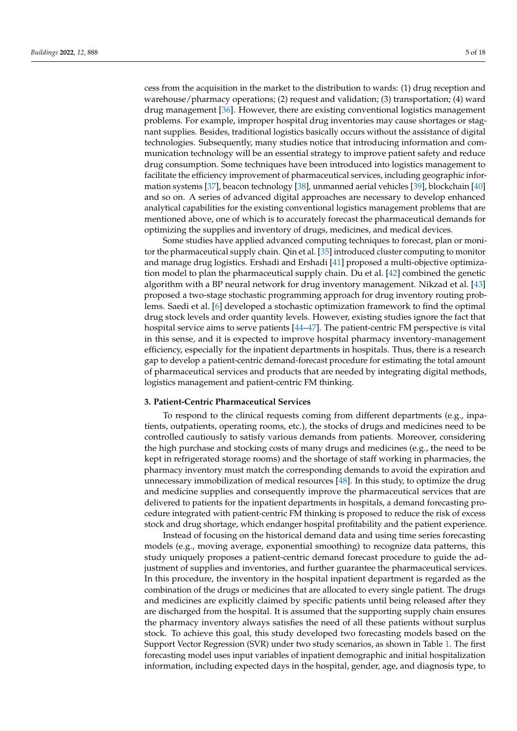cess from the acquisition in the market to the distribution to wards: (1) drug reception and warehouse/pharmacy operations; (2) request and validation; (3) transportation; (4) ward drug management [36]. However, there are existing conventional logistics management problems. For example, improper hospital drug inventories may cause shortages or stagnant supplies. Besides, traditional logistics basically occurs without the assistance of digital technologies. Subsequently, many studies notice that introducing information and communication technology will be an essential strategy to improve patient safety and reduce drug consumption. Some techniques have been introduced into logistics management to facilitate the efficiency improvement of pharmaceutical services, including geographic information systems [37], beacon technology [38], unmanned aerial vehicles [39], blockchain [40] and so on. A series of advanced digital approaches are necessary to develop enhanced analytical capabilities for the existing conventional logistics management problems that are mentioned above, one of which is to accurately forecast the pharmaceutical demands for optimizing the supplies and inventory of drugs, medicines, and medical devices.

Some studies have applied advanced computing techniques to forecast, plan or monitor the pharmaceutical supply chain. Qin et al. [35] introduced cluster computing to monitor and manage drug logistics. Ershadi and Ershadi [41] proposed a multi-objective optimization model to plan the pharmaceutical supply chain. Du et al. [42] combined the genetic algorithm with a BP neural network for drug inventory management. Nikzad et al. [43] proposed a two-stage stochastic programming approach for drug inventory routing problems. Saedi et al. [6] developed a stochastic optimization framework to find the optimal drug stock levels and order quantity levels. However, existing studies ignore the fact that hospital service aims to serve patients [44–47]. The patient-centric FM perspective is vital in this sense, and it is expected to improve hospital pharmacy inventory-management efficiency, especially for the inpatient departments in hospitals. Thus, there is a research gap to develop a patient-centric demand-forecast procedure for estimating the total amount of pharmaceutical services and products that are needed by integrating digital methods, logistics management and patient-centric FM thinking.

## 3. Patient-Centric Pharmaceutical Services

To respond to the clinical requests coming from different departments (e.g., inpatients, outpatients, operating rooms, etc.), the stocks of drugs and medicines need to be controlled cautiously to satisfy various demands from patients. Moreover, considering the high purchase and stocking costs of many drugs and medicines (e.g., the need to be kept in refrigerated storage rooms) and the shortage of staff working in pharmacies, the pharmacy inventory must match the corresponding demands to avoid the expiration and unnecessary immobilization of medical resources [48]. In this study, to optimize the drug and medicine supplies and consequently improve the pharmaceutical services that are delivered to patients for the inpatient departments in hospitals, a demand forecasting procedure integrated with patient-centric FM thinking is proposed to reduce the risk of excess stock and drug shortage, which endanger hospital profitability and the patient experience.

Instead of focusing on the historical demand data and using time series forecasting models (e.g., moving average, exponential smoothing) to recognize data patterns, this study uniquely proposes a patient-centric demand forecast procedure to guide the adjustment of supplies and inventories, and further guarantee the pharmaceutical services. In this procedure, the inventory in the hospital inpatient department is regarded as the combination of the drugs or medicines that are allocated to every single patient. The drugs and medicines are explicitly claimed by specific patients until being released after they are discharged from the hospital. It is assumed that the supporting supply chain ensures the pharmacy inventory always satisfies the need of all these patients without surplus stock. To achieve this goal, this study developed two forecasting models based on the Support Vector Regression (SVR) under two study scenarios, as shown in Table 1. The first forecasting model uses input variables of inpatient demographic and initial hospitalization information, including expected days in the hospital, gender, age, and diagnosis type, to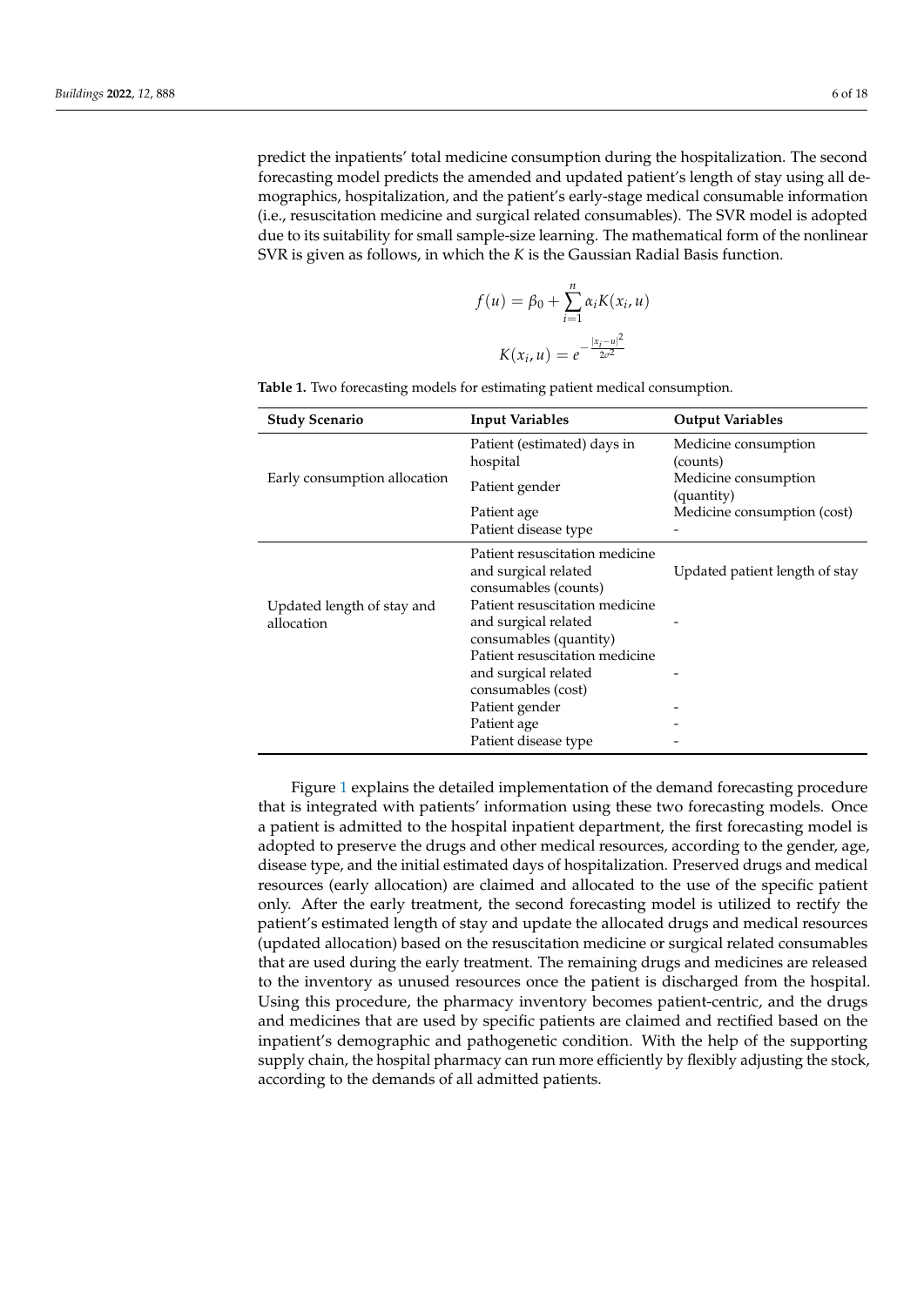predict the inpatients' total medicine consumption during the hospitalization. The second forecasting model predicts the amended and updated patient's length of stay using all demographics, hospitalization, and the patient's early-stage medical consumable information (i.e., resuscitation medicine and surgical related consumables). The SVR model is adopted due to its suitability for small sample-size learning. The mathematical form of the nonlinear SVR is given as follows, in which the $K$ is the Gaussian Radial Basis function.

$$f(u) = \beta_0 + \sum_{i=1}^{n} \alpha_i K(x_i, u)$$

$$K(x_i, u) = e^{-\frac{|x_i - u|^2}{2\sigma^2}}$$

**Table 1.** Two forecasting models for estimating patient medical consumption.

| Study Scenario | Input Variables | Output Variables |
|---|---|---|
| Early consumption allocation | Patient (estimated) days in hospital | Medicine consumption (counts) |
| | Patient gender | Medicine consumption (quantity) |
| | Patient age | Medicine consumption (cost) |
| | Patient disease type | - |
| Updated length of stay and allocation | Patient resuscitation medicine and surgical related consumables (counts) | Updated patient length of stay |
| | Patient resuscitation medicine and surgical related consumables (quantity) | - |
| | Patient resuscitation medicine and surgical related consumables (cost) | - |
| | Patient gender | - |
| | Patient age | - |
| | Patient disease type | - |

Figure 1 explains the detailed implementation of the demand forecasting procedure that is integrated with patients' information using these two forecasting models. Once a patient is admitted to the hospital inpatient department, the first forecasting model is adopted to preserve the drugs and other medical resources, according to the gender, age, disease type, and the initial estimated days of hospitalization. Preserved drugs and medical resources (early allocation) are claimed and allocated to the use of the specific patient only. After the early treatment, the second forecasting model is utilized to rectify the patient's estimated length of stay and update the allocated drugs and medical resources (updated allocation) based on the resuscitation medicine or surgical related consumables that are used during the early treatment. The remaining drugs and medicines are released to the inventory as unused resources once the patient is discharged from the hospital. Using this procedure, the pharmacy inventory becomes patient-centric, and the drugs and medicines that are used by specific patients are claimed and rectified based on the inpatient's demographic and pathogenetic condition. With the help of the supporting supply chain, the hospital pharmacy can run more efficiently by flexibly adjusting the stock, according to the demands of all admitted patients.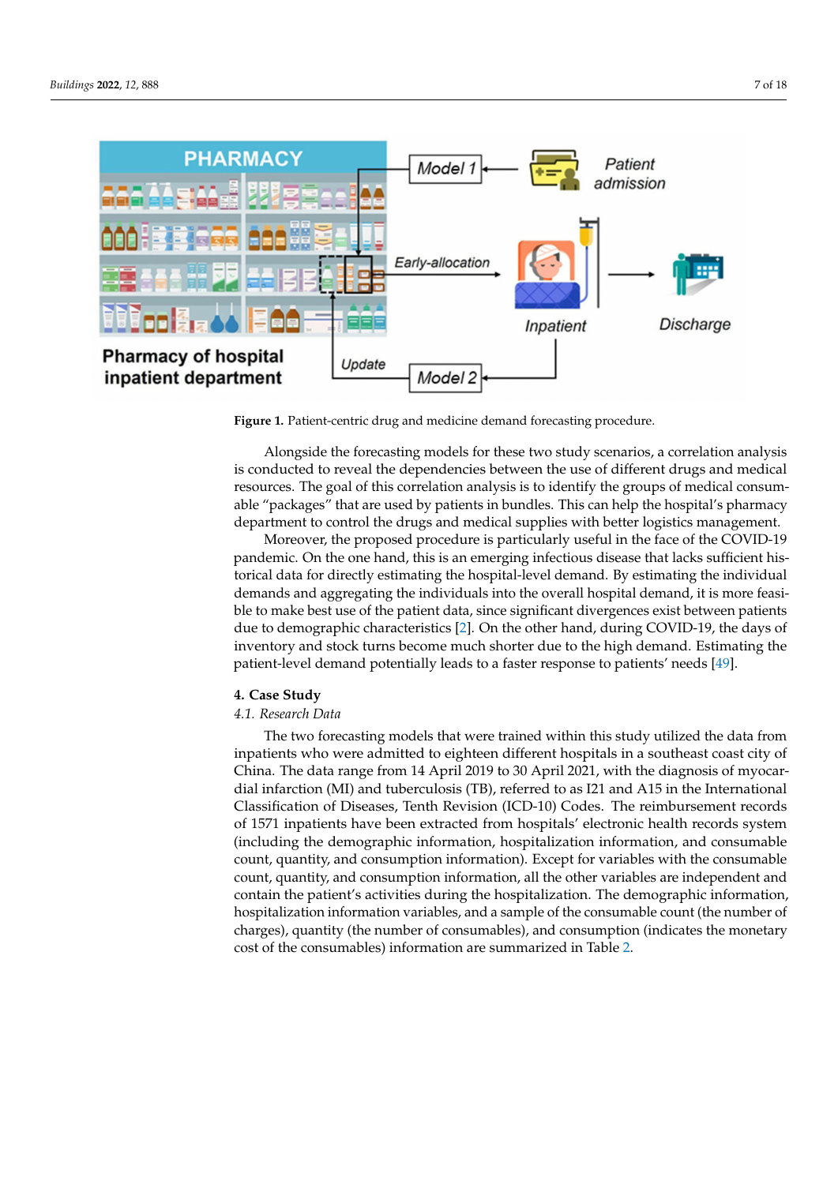Figure 1. Patient-centric drug and medicine demand forecasting procedure.

Alongside the forecasting models for these two study scenarios, a correlation analysis is conducted to reveal the dependencies between the use of different drugs and medical resources. The goal of this correlation analysis is to identify the groups of medical consumable "packages" that are used by patients in bundles. This can help the hospital's pharmacy department to control the drugs and medical supplies with better logistics management.

Moreover, the proposed procedure is particularly useful in the face of the COVID-19 pandemic. On the one hand, this is an emerging infectious disease that lacks sufficient historical data for directly estimating the hospital-level demand. By estimating the individual demands and aggregating the individuals into the overall hospital demand, it is more feasible to make best use of the patient data, since significant divergences exist between patients due to demographic characteristics [2]. On the other hand, during COVID-19, the days of inventory and stock turns become much shorter due to the high demand. Estimating the patient-level demand potentially leads to a faster response to patients' needs [49].

## 4. Case Study

### 4.1. Research Data

The two forecasting models that were trained within this study utilized the data from inpatients who were admitted to eighteen different hospitals in a southeast coast city of China. The data range from 14 April 2019 to 30 April 2021, with the diagnosis of myocardial infarction (MI) and tuberculosis (TB), referred to as I21 and A15 in the International Classification of Diseases, Tenth Revision (ICD-10) Codes. The reimbursement records of 1571 inpatients have been extracted from hospitals' electronic health records system (including the demographic information, hospitalization information, and consumable count, quantity, and consumption information). Except for variables with the consumable count, quantity, and consumption information, all the other variables are independent and contain the patient's activities during the hospitalization. The demographic information, hospitalization information variables, and a sample of the consumable count (the number of charges), quantity (the number of consumables), and consumption (indicates the monetary cost of the consumables) information are summarized in Table 2.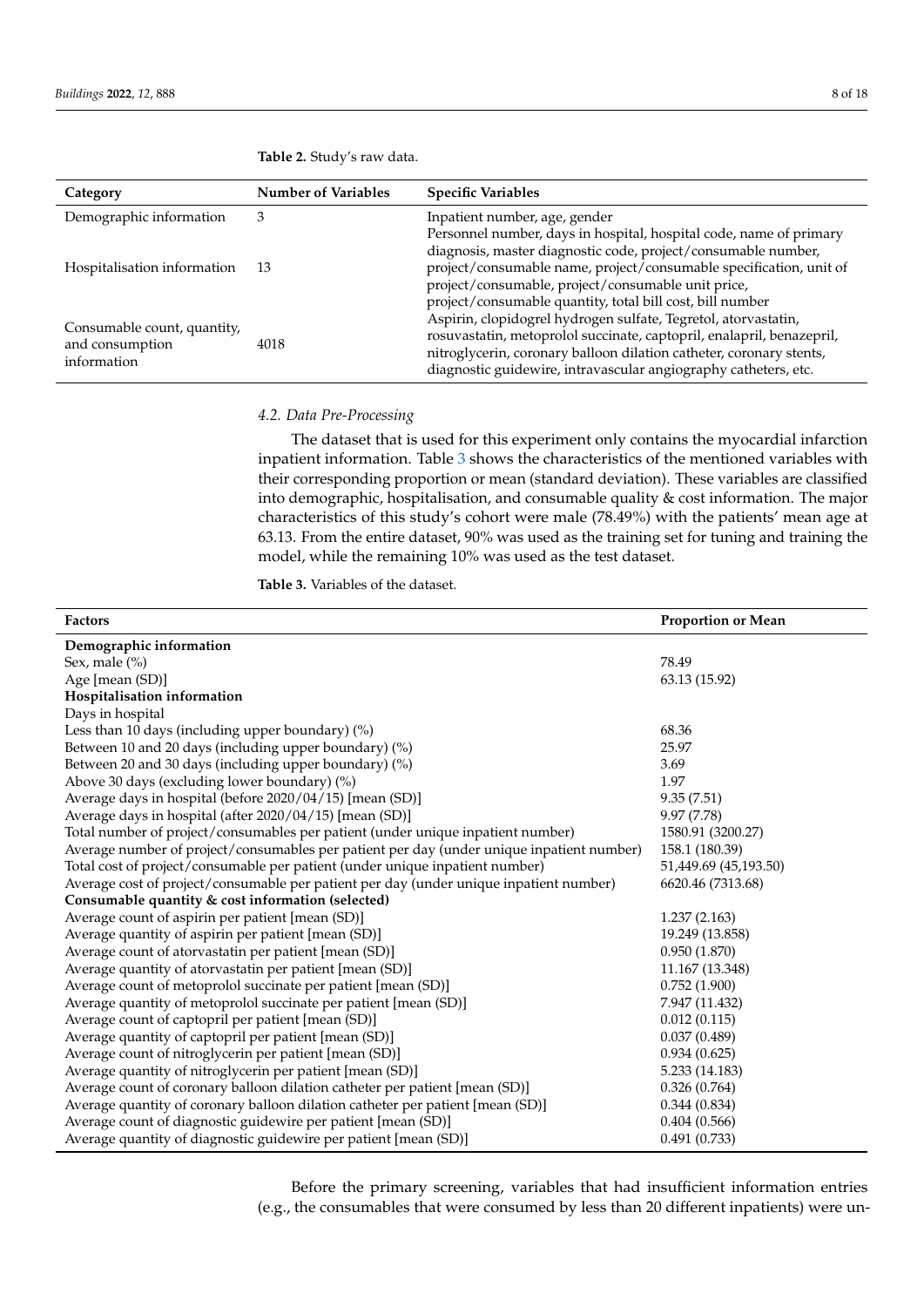**Table 2.** Study's raw data.

| Category | Number of Variables | Specific Variables |
|---|---|---|
| Demographic information | 3 | Inpatient number, age, gender |
| Hospitalisation information | 13 | Personnel number, days in hospital, hospital code, name of primary diagnosis, master diagnostic code, project/consumable number, project/consumable name, project/consumable specification, unit of project/consumable, project/consumable unit price, project/consumable quantity, total bill cost, bill number |
| Consumable count, quantity, and consumption information | 4018 | Aspirin, clopidogrel hydrogen sulfate, Tegretol, atorvastatin, rosuvastatin, metoprolol succinate, captopril, enalapril, benazepril, nitroglycerin, coronary balloon dilation catheter, coronary stents, diagnostic guidewire, intravascular angiography catheters, etc. |

### 4.2. Data Pre-Processing

The dataset that is used for this experiment only contains the myocardial infarction inpatient information. Table 3 shows the characteristics of the mentioned variables with their corresponding proportion or mean (standard deviation). These variables are classified into demographic, hospitalisation, and consumable quality & cost information. The major characteristics of this study's cohort were male (78.49%) with the patients' mean age at 63.13. From the entire dataset, 90% was used as the training set for tuning and training the model, while the remaining 10% was used as the test dataset.

**Table 3.** Variables of the dataset.

| Factors | Proportion or Mean |
|---|---|
| **Demographic information** | |
| Sex, male (%) | 78.49 |
| Age [mean (SD)] | 63.13 (15.92) |
| **Hospitalisation information** | |
| Days in hospital | |
| Less than 10 days (including upper boundary) (%) | 68.36 |
| Between 10 and 20 days (including upper boundary) (%) | 25.97 |
| Between 20 and 30 days (including upper boundary) (%) | 3.69 |
| Above 30 days (excluding lower boundary) (%) | 1.97 |
| Average days in hospital (before 2020/04/15) [mean (SD)] | 9.35 (7.51) |
| Average days in hospital (after 2020/04/15) [mean (SD)] | 9.97 (7.78) |
| Total number of project/consumables per patient (under unique inpatient number) | 1580.91 (3200.27) |
| Average number of project/consumables per patient per day (under unique inpatient number) | 158.1 (180.39) |
| Total cost of project/consumable per patient (under unique inpatient number) | 51,449.69 (45,193.50) |
| Average cost of project/consumable per patient per day (under unique inpatient number) | 6620.46 (7313.68) |
| **Consumable quantity & cost information (selected)** | |
| Average count of aspirin per patient [mean (SD)] | 1.237 (2.163) |
| Average quantity of aspirin per patient [mean (SD)] | 19.249 (13.858) |
| Average count of atorvastatin per patient [mean (SD)] | 0.950 (1.870) |
| Average quantity of atorvastatin per patient [mean (SD)] | 11.167 (13.348) |
| Average count of metoprolol succinate per patient [mean (SD)] | 0.752 (1.900) |
| Average quantity of metoprolol succinate per patient [mean (SD)] | 7.947 (11.432) |
| Average count of captopril per patient [mean (SD)] | 0.012 (0.115) |
| Average quantity of captopril per patient [mean (SD)] | 0.037 (0.489) |
| Average count of nitroglycerin per patient [mean (SD)] | 0.934 (0.625) |
| Average quantity of nitroglycerin per patient [mean (SD)] | 5.233 (14.183) |
| Average count of coronary balloon dilation catheter per patient [mean (SD)] | 0.326 (0.764) |
| Average quantity of coronary balloon dilation catheter per patient [mean (SD)] | 0.344 (0.834) |
| Average count of diagnostic guidewire per patient [mean (SD)] | 0.404 (0.566) |
| Average quantity of diagnostic guidewire per patient [mean (SD)] | 0.491 (0.733) |

Before the primary screening, variables that had insufficient information entries (e.g., the consumables that were consumed by less than 20 different inpatients) were un-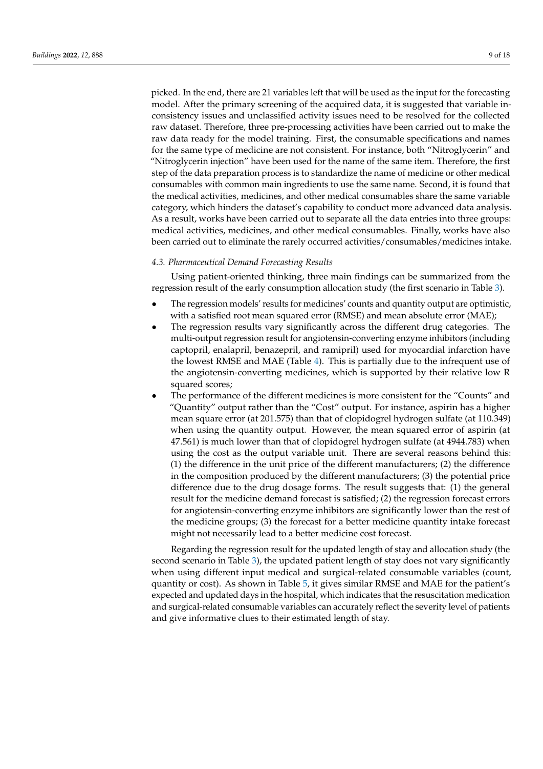picked. In the end, there are 21 variables left that will be used as the input for the forecasting model. After the primary screening of the acquired data, it is suggested that variable inconsistency issues and unclassified activity issues need to be resolved for the collected raw dataset. Therefore, three pre-processing activities have been carried out to make the raw data ready for the model training. First, the consumable specifications and names for the same type of medicine are not consistent. For instance, both "Nitroglycerin" and "Nitroglycerin injection" have been used for the name of the same item. Therefore, the first step of the data preparation process is to standardize the name of medicine or other medical consumables with common main ingredients to use the same name. Second, it is found that the medical activities, medicines, and other medical consumables share the same variable category, which hinders the dataset's capability to conduct more advanced data analysis. As a result, works have been carried out to separate all the data entries into three groups: medical activities, medicines, and other medical consumables. Finally, works have also been carried out to eliminate the rarely occurred activities/consumables/medicines intake.

### *4.3. Pharmaceutical Demand Forecasting Results*

Using patient-oriented thinking, three main findings can be summarized from the regression result of the early consumption allocation study (the first scenario in Table 3).

- The regression models' results for medicines' counts and quantity output are optimistic, with a satisfied root mean squared error (RMSE) and mean absolute error (MAE);
- The regression results vary significantly across the different drug categories. The multi-output regression result for angiotensin-converting enzyme inhibitors (including captopril, enalapril, benazepril, and ramipril) used for myocardial infarction have the lowest RMSE and MAE (Table 4). This is partially due to the infrequent use of the angiotensin-converting medicines, which is supported by their relative low R squared scores;
- The performance of the different medicines is more consistent for the "Counts" and "Quantity" output rather than the "Cost" output. For instance, aspirin has a higher mean square error (at 201.575) than that of clopidogrel hydrogen sulfate (at 110.349) when using the quantity output. However, the mean squared error of aspirin (at 47.561) is much lower than that of clopidogrel hydrogen sulfate (at 4944.783) when using the cost as the output variable unit. There are several reasons behind this: (1) the difference in the unit price of the different manufacturers; (2) the difference in the composition produced by the different manufacturers; (3) the potential price difference due to the drug dosage forms. The result suggests that: (1) the general result for the medicine demand forecast is satisfied; (2) the regression forecast errors for angiotensin-converting enzyme inhibitors are significantly lower than the rest of the medicine groups; (3) the forecast for a better medicine quantity intake forecast might not necessarily lead to a better medicine cost forecast.

Regarding the regression result for the updated length of stay and allocation study (the second scenario in Table 3), the updated patient length of stay does not vary significantly when using different input medical and surgical-related consumable variables (count, quantity or cost). As shown in Table 5, it gives similar RMSE and MAE for the patient's expected and updated days in the hospital, which indicates that the resuscitation medication and surgical-related consumable variables can accurately reflect the severity level of patients and give informative clues to their estimated length of stay.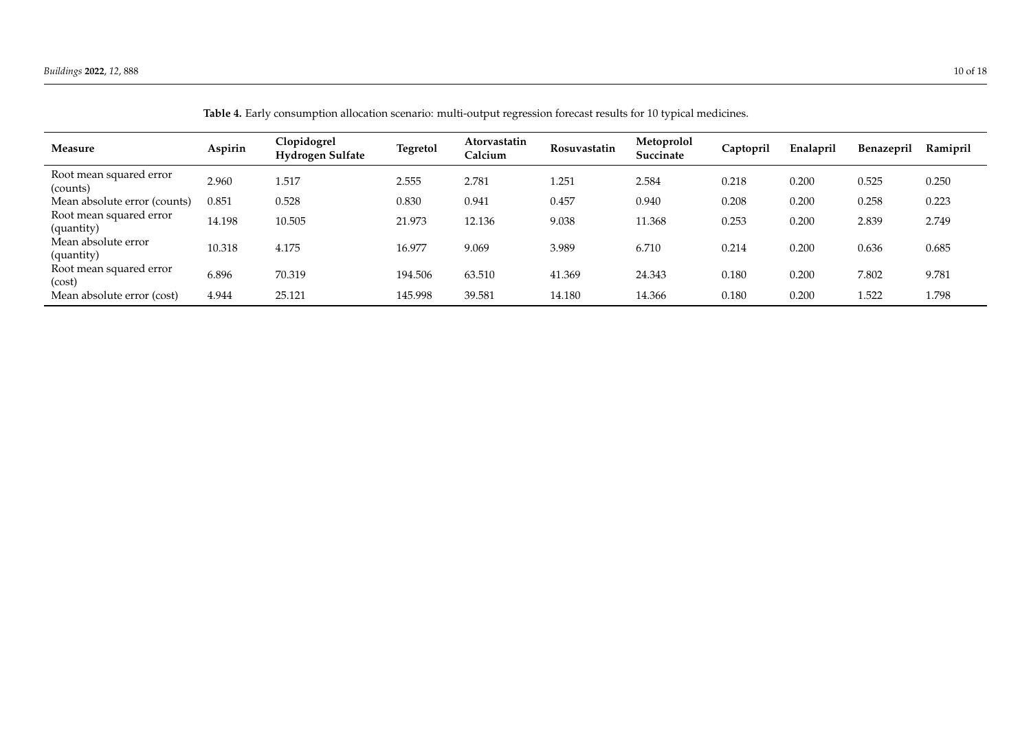**Table 4.** Early consumption allocation scenario: multi-output regression forecast results for 10 typical medicines.

| Measure | Aspirin | Clopidogrel Hydrogen Sulfate | Tegretol | Atorvastatin Calcium | Rosuvastatin | Metoprolol Succinate | Captopril | Enalapril | Benazepril | Ramipril |
|---|---|---|---|---|---|---|---|---|---|---|
| Root mean squared error (counts) | 2.960 | 1.517 | 2.555 | 2.781 | 1.251 | 2.584 | 0.218 | 0.200 | 0.525 | 0.250 |
| Mean absolute error (counts) | 0.851 | 0.528 | 0.830 | 0.941 | 0.457 | 0.940 | 0.208 | 0.200 | 0.258 | 0.223 |
| Root mean squared error (quantity) | 14.198 | 10.505 | 21.973 | 12.136 | 9.038 | 11.368 | 0.253 | 0.200 | 2.839 | 2.749 |
| Mean absolute error (quantity) | 10.318 | 4.175 | 16.977 | 9.069 | 3.989 | 6.710 | 0.214 | 0.200 | 0.636 | 0.685 |
| Root mean squared error (cost) | 6.896 | 70.319 | 194.506 | 63.510 | 41.369 | 24.343 | 0.180 | 0.200 | 7.802 | 9.781 |
| Mean absolute error (cost) | 4.944 | 25.121 | 145.998 | 39.581 | 14.180 | 14.366 | 0.180 | 0.200 | 1.522 | 1.798 |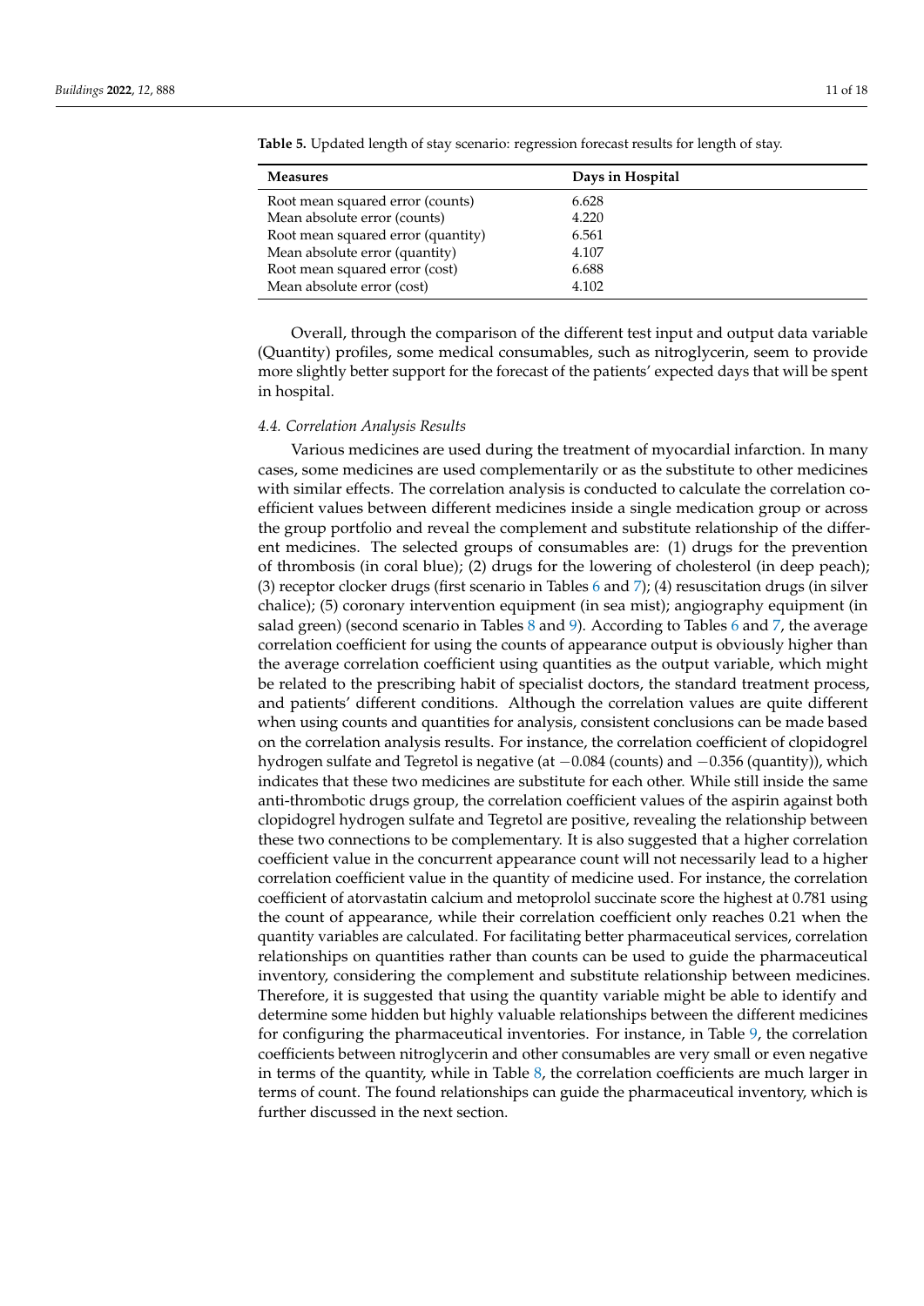**Table 5.** Updated length of stay scenario: regression forecast results for length of stay.

| Measures | Days in Hospital |
| --- | --- |
| Root mean squared error (counts) | 6.628 |
| Mean absolute error (counts) | 4.220 |
| Root mean squared error (quantity) | 6.561 |
| Mean absolute error (quantity) | 4.107 |
| Root mean squared error (cost) | 6.688 |
| Mean absolute error (cost) | 4.102 |

Overall, through the comparison of the different test input and output data variable (Quantity) profiles, some medical consumables, such as nitroglycerin, seem to provide more slightly better support for the forecast of the patients' expected days that will be spent in hospital.

### 4.4. Correlation Analysis Results

Various medicines are used during the treatment of myocardial infarction. In many cases, some medicines are used complementarily or as the substitute to other medicines with similar effects. The correlation analysis is conducted to calculate the correlation coefficient values between different medicines inside a single medication group or across the group portfolio and reveal the complement and substitute relationship of the different medicines. The selected groups of consumables are: (1) drugs for the prevention of thrombosis (in coral blue); (2) drugs for the lowering of cholesterol (in deep peach); (3) receptor clocker drugs (first scenario in Tables 6 and 7); (4) resuscitation drugs (in silver chalice); (5) coronary intervention equipment (in sea mist); angiography equipment (in salad green) (second scenario in Tables 8 and 9). According to Tables 6 and 7, the average correlation coefficient for using the counts of appearance output is obviously higher than the average correlation coefficient using quantities as the output variable, which might be related to the prescribing habit of specialist doctors, the standard treatment process, and patients' different conditions. Although the correlation values are quite different when using counts and quantities for analysis, consistent conclusions can be made based on the correlation analysis results. For instance, the correlation coefficient of clopidogrel hydrogen sulfate and Tegretol is negative (at −0.084 (counts) and −0.356 (quantity)), which indicates that these two medicines are substitute for each other. While still inside the same anti-thrombotic drugs group, the correlation coefficient values of the aspirin against both clopidogrel hydrogen sulfate and Tegretol are positive, revealing the relationship between these two connections to be complementary. It is also suggested that a higher correlation coefficient value in the concurrent appearance count will not necessarily lead to a higher correlation coefficient value in the quantity of medicine used. For instance, the correlation coefficient of atorvastatin calcium and metoprolol succinate score the highest at 0.781 using the count of appearance, while their correlation coefficient only reaches 0.21 when the quantity variables are calculated. For facilitating better pharmaceutical services, correlation relationships on quantities rather than counts can be used to guide the pharmaceutical inventory, considering the complement and substitute relationship between medicines. Therefore, it is suggested that using the quantity variable might be able to identify and determine some hidden but highly valuable relationships between the different medicines for configuring the pharmaceutical inventories. For instance, in Table 9, the correlation coefficients between nitroglycerin and other consumables are very small or even negative in terms of the quantity, while in Table 8, the correlation coefficients are much larger in terms of count. The found relationships can guide the pharmaceutical inventory, which is further discussed in the next section.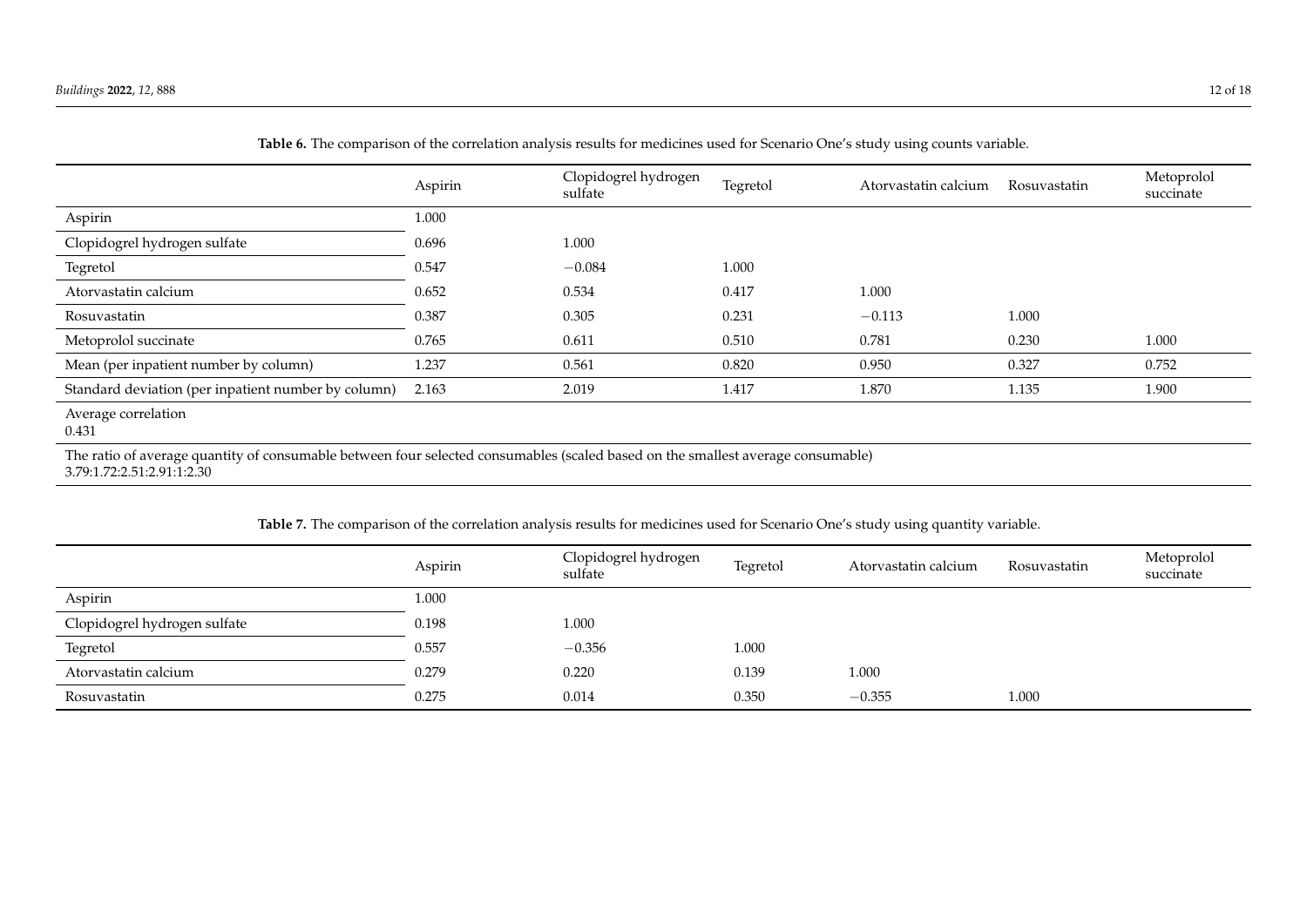**Table 6.** The comparison of the correlation analysis results for medicines used for Scenario One's study using counts variable.

| | Aspirin | Clopidogrel hydrogen sulfate | Tegretol | Atorvastatin calcium | Rosuvastatin | Metoprolol succinate |
|---|---|---|---|---|---|---|
| Aspirin | 1.000 | | | | | |
| Clopidogrel hydrogen sulfate | 0.696 | 1.000 | | | | |
| Tegretol | 0.547 | −0.084 | 1.000 | | | |
| Atorvastatin calcium | 0.652 | 0.534 | 0.417 | 1.000 | | |
| Rosuvastatin | 0.387 | 0.305 | 0.231 | −0.113 | 1.000 | |
| Metoprolol succinate | 0.765 | 0.611 | 0.510 | 0.781 | 0.230 | 1.000 |
| Mean (per inpatient number by column) | 1.237 | 0.561 | 0.820 | 0.950 | 0.327 | 0.752 |
| Standard deviation (per inpatient number by column) | 2.163 | 2.019 | 1.417 | 1.870 | 1.135 | 1.900 |
| Average correlation 0.431 | | | | | | |
| The ratio of average quantity of consumable between four selected consumables (scaled based on the smallest average consumable) 3.79:1.72:2.51:2.91:1:2.30 | | | | | | |

**Table 7.** The comparison of the correlation analysis results for medicines used for Scenario One's study using quantity variable.

| | Aspirin | Clopidogrel hydrogen sulfate | Tegretol | Atorvastatin calcium | Rosuvastatin | Metoprolol succinate |
|---|---|---|---|---|---|---|
| Aspirin | 1.000 | | | | | |
| Clopidogrel hydrogen sulfate | 0.198 | 1.000 | | | | |
| Tegretol | 0.557 | −0.356 | 1.000 | | | |
| Atorvastatin calcium | 0.279 | 0.220 | 0.139 | 1.000 | | |
| Rosuvastatin | 0.275 | 0.014 | 0.350 | −0.355 | 1.000 | |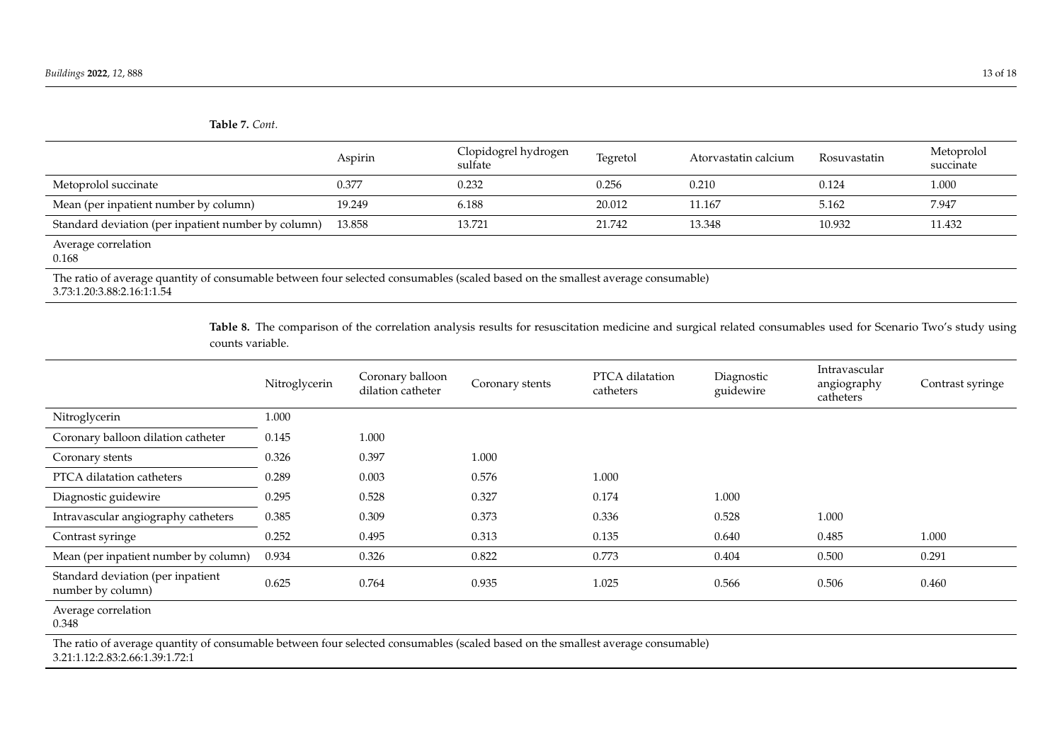**Table 7.** *Cont.*

| | Aspirin | Clopidogrel hydrogen sulfate | Tegretol | Atorvastatin calcium | Rosuvastatin | Metoprolol succinate |
|---|---|---|---|---|---|---|
| Metoprolol succinate | 0.377 | 0.232 | 0.256 | 0.210 | 0.124 | 1.000 |
| Mean (per inpatient number by column) | 19.249 | 6.188 | 20.012 | 11.167 | 5.162 | 7.947 |
| Standard deviation (per inpatient number by column) | 13.858 | 13.721 | 21.742 | 13.348 | 10.932 | 11.432 |
| Average correlation 0.168 | | | | | | |
| The ratio of average quantity of consumable between four selected consumables (scaled based on the smallest average consumable) 3.73:1.20:3.88:2.16:1:1.54 | | | | | | |

**Table 8.** The comparison of the correlation analysis results for resuscitation medicine and surgical related consumables used for Scenario Two's study using counts variable.

| | Nitroglycerin | Coronary balloon dilation catheter | Coronary stents | PTCA dilatation catheters | Diagnostic guidewire | Intravascular angiography catheters | Contrast syringe |
|---|---|---|---|---|---|---|---|
| Nitroglycerin | 1.000 | | | | | | |
| Coronary balloon dilation catheter | 0.145 | 1.000 | | | | | |
| Coronary stents | 0.326 | 0.397 | 1.000 | | | | |
| PTCA dilatation catheters | 0.289 | 0.003 | 0.576 | 1.000 | | | |
| Diagnostic guidewire | 0.295 | 0.528 | 0.327 | 0.174 | 1.000 | | |
| Intravascular angiography catheters | 0.385 | 0.309 | 0.373 | 0.336 | 0.528 | 1.000 | |
| Contrast syringe | 0.252 | 0.495 | 0.313 | 0.135 | 0.640 | 0.485 | 1.000 |
| Mean (per inpatient number by column) | 0.934 | 0.326 | 0.822 | 0.773 | 0.404 | 0.500 | 0.291 |
| Standard deviation (per inpatient number by column) | 0.625 | 0.764 | 0.935 | 1.025 | 0.566 | 0.506 | 0.460 |
| Average correlation 0.348 | | | | | | | |
| The ratio of average quantity of consumable between four selected consumables (scaled based on the smallest average consumable) 3.21:1.12:2.83:2.66:1.39:1.72:1 | | | | | | | |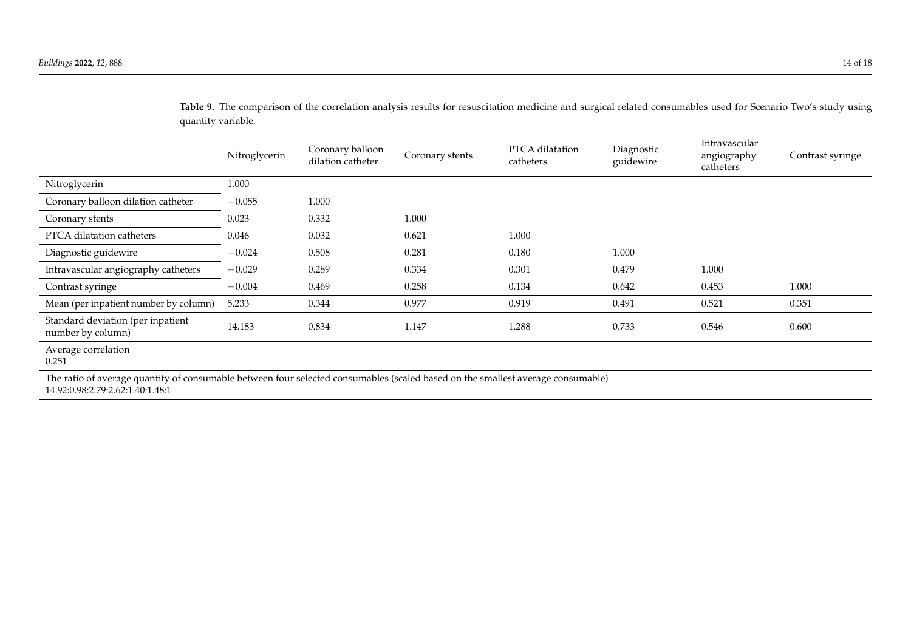**Table 9.** The comparison of the correlation analysis results for resuscitation medicine and surgical related consumables used for Scenario Two's study using quantity variable.

| | Nitroglycerin | Coronary balloon dilation catheter | Coronary stents | PTCA dilatation catheters | Diagnostic guidewire | Intravascular angiography catheters | Contrast syringe |
|---|---|---|---|---|---|---|---|
| Nitroglycerin | 1.000 | | | | | | |
| Coronary balloon dilation catheter | −0.055 | 1.000 | | | | | |
| Coronary stents | 0.023 | 0.332 | 1.000 | | | | |
| PTCA dilatation catheters | 0.046 | 0.032 | 0.621 | 1.000 | | | |
| Diagnostic guidewire | −0.024 | 0.508 | 0.281 | 0.180 | 1.000 | | |
| Intravascular angiography catheters | −0.029 | 0.289 | 0.334 | 0.301 | 0.479 | 1.000 | |
| Contrast syringe | −0.004 | 0.469 | 0.258 | 0.134 | 0.642 | 0.453 | 1.000 |
| Mean (per inpatient number by column) | 5.233 | 0.344 | 0.977 | 0.919 | 0.491 | 0.521 | 0.351 |
| Standard deviation (per inpatient number by column) | 14.183 | 0.834 | 1.147 | 1.288 | 0.733 | 0.546 | 0.600 |
| Average correlation<br>0.251 | | | | | | | |
| The ratio of average quantity of consumable between four selected consumables (scaled based on the smallest average consumable)<br>14.92:0.98:2.79:2.62:1.40:1.48:1 | | | | | | | |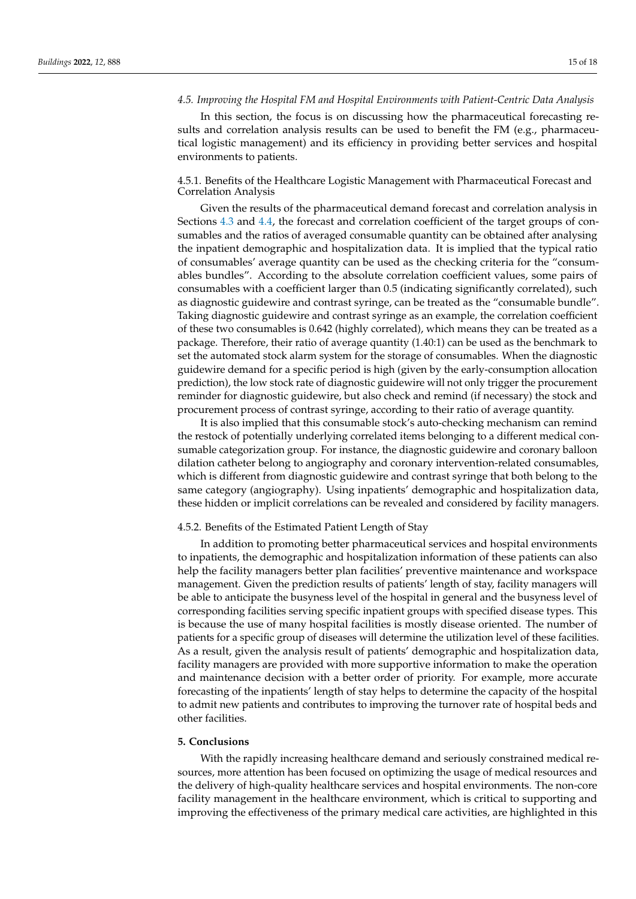### *4.5. Improving the Hospital FM and Hospital Environments with Patient-Centric Data Analysis*

In this section, the focus is on discussing how the pharmaceutical forecasting results and correlation analysis results can be used to benefit the FM (e.g., pharmaceutical logistic management) and its efficiency in providing better services and hospital environments to patients.

#### 4.5.1. Benefits of the Healthcare Logistic Management with Pharmaceutical Forecast and Correlation Analysis

Given the results of the pharmaceutical demand forecast and correlation analysis in Sections 4.3 and 4.4, the forecast and correlation coefficient of the target groups of consumables and the ratios of averaged consumable quantity can be obtained after analysing the inpatient demographic and hospitalization data. It is implied that the typical ratio of consumables' average quantity can be used as the checking criteria for the "consumables bundles". According to the absolute correlation coefficient values, some pairs of consumables with a coefficient larger than 0.5 (indicating significantly correlated), such as diagnostic guidewire and contrast syringe, can be treated as the "consumable bundle". Taking diagnostic guidewire and contrast syringe as an example, the correlation coefficient of these two consumables is 0.642 (highly correlated), which means they can be treated as a package. Therefore, their ratio of average quantity (1.40:1) can be used as the benchmark to set the automated stock alarm system for the storage of consumables. When the diagnostic guidewire demand for a specific period is high (given by the early-consumption allocation prediction), the low stock rate of diagnostic guidewire will not only trigger the procurement reminder for diagnostic guidewire, but also check and remind (if necessary) the stock and procurement process of contrast syringe, according to their ratio of average quantity.

It is also implied that this consumable stock's auto-checking mechanism can remind the restock of potentially underlying correlated items belonging to a different medical consumable categorization group. For instance, the diagnostic guidewire and coronary balloon dilation catheter belong to angiography and coronary intervention-related consumables, which is different from diagnostic guidewire and contrast syringe that both belong to the same category (angiography). Using inpatients' demographic and hospitalization data, these hidden or implicit correlations can be revealed and considered by facility managers.

#### 4.5.2. Benefits of the Estimated Patient Length of Stay

In addition to promoting better pharmaceutical services and hospital environments to inpatients, the demographic and hospitalization information of these patients can also help the facility managers better plan facilities' preventive maintenance and workspace management. Given the prediction results of patients' length of stay, facility managers will be able to anticipate the busyness level of the hospital in general and the busyness level of corresponding facilities serving specific inpatient groups with specified disease types. This is because the use of many hospital facilities is mostly disease oriented. The number of patients for a specific group of diseases will determine the utilization level of these facilities. As a result, given the analysis result of patients' demographic and hospitalization data, facility managers are provided with more supportive information to make the operation and maintenance decision with a better order of priority. For example, more accurate forecasting of the inpatients' length of stay helps to determine the capacity of the hospital to admit new patients and contributes to improving the turnover rate of hospital beds and other facilities.

## 5. Conclusions

With the rapidly increasing healthcare demand and seriously constrained medical resources, more attention has been focused on optimizing the usage of medical resources and the delivery of high-quality healthcare services and hospital environments. The non-core facility management in the healthcare environment, which is critical to supporting and improving the effectiveness of the primary medical care activities, are highlighted in this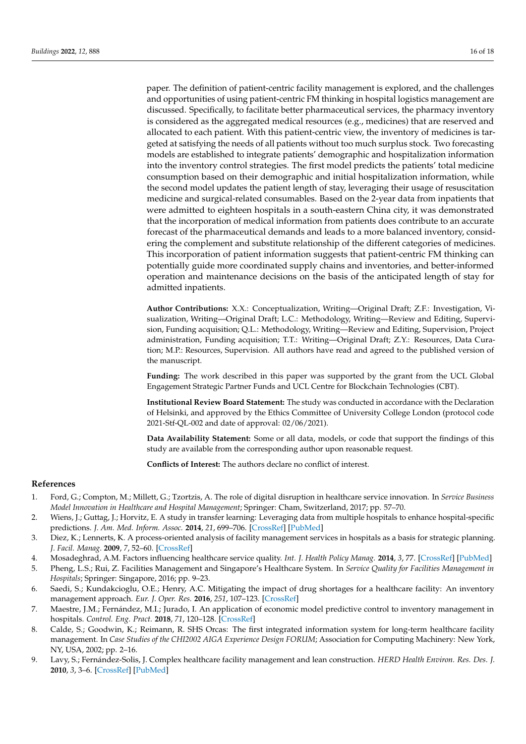paper. The definition of patient-centric facility management is explored, and the challenges and opportunities of using patient-centric FM thinking in hospital logistics management are discussed. Specifically, to facilitate better pharmaceutical services, the pharmacy inventory is considered as the aggregated medical resources (e.g., medicines) that are reserved and allocated to each patient. With this patient-centric view, the inventory of medicines is targeted at satisfying the needs of all patients without too much surplus stock. Two forecasting models are established to integrate patients' demographic and hospitalization information into the inventory control strategies. The first model predicts the patients' total medicine consumption based on their demographic and initial hospitalization information, while the second model updates the patient length of stay, leveraging their usage of resuscitation medicine and surgical-related consumables. Based on the 2-year data from inpatients that were admitted to eighteen hospitals in a south-eastern China city, it was demonstrated that the incorporation of medical information from patients does contribute to an accurate forecast of the pharmaceutical demands and leads to a more balanced inventory, considering the complement and substitute relationship of the different categories of medicines. This incorporation of patient information suggests that patient-centric FM thinking can potentially guide more coordinated supply chains and inventories, and better-informed operation and maintenance decisions on the basis of the anticipated length of stay for admitted inpatients.

**Author Contributions:** X.X.: Conceptualization, Writing—Original Draft; Z.F.: Investigation, Visualization, Writing—Original Draft; L.C.: Methodology, Writing—Review and Editing, Supervision, Funding acquisition; Q.L.: Methodology, Writing—Review and Editing, Supervision, Project administration, Funding acquisition; T.T.: Writing—Original Draft; Z.Y.: Resources, Data Curation; M.P.: Resources, Supervision. All authors have read and agreed to the published version of the manuscript.

**Funding:** The work described in this paper was supported by the grant from the UCL Global Engagement Strategic Partner Funds and UCL Centre for Blockchain Technologies (CBT).

**Institutional Review Board Statement:** The study was conducted in accordance with the Declaration of Helsinki, and approved by the Ethics Committee of University College London (protocol code 2021-Stf-QL-002 and date of approval: 02/06/2021).

**Data Availability Statement:** Some or all data, models, or code that support the findings of this study are available from the corresponding author upon reasonable request.

**Conflicts of Interest:** The authors declare no conflict of interest.

## References

1. Ford, G.; Compton, M.; Millett, G.; Tzortzis, A. The role of digital disruption in healthcare service innovation. In *Service Business Model Innovation in Healthcare and Hospital Management*; Springer: Cham, Switzerland, 2017; pp. 57–70.
2. Wiens, J.; Guttag, J.; Horvitz, E. A study in transfer learning: Leveraging data from multiple hospitals to enhance hospital-specific predictions. *J. Am. Med. Inform. Assoc.* **2014**, *21*, 699–706. [CrossRef] [PubMed]
3. Diez, K.; Lennerts, K. A process-oriented analysis of facility management services in hospitals as a basis for strategic planning. *J. Facil. Manag.* **2009**, *7*, 52–60. [CrossRef]
4. Mosadeghrad, A.M. Factors influencing healthcare service quality. *Int. J. Health Policy Manag.* **2014**, *3*, 77. [CrossRef] [PubMed]
5. Pheng, L.S.; Rui, Z. Facilities Management and Singapore's Healthcare System. In *Service Quality for Facilities Management in Hospitals*; Springer: Singapore, 2016; pp. 9–23.
6. Saedi, S.; Kundakcioglu, O.E.; Henry, A.C. Mitigating the impact of drug shortages for a healthcare facility: An inventory management approach. *Eur. J. Oper. Res.* **2016**, *251*, 107–123. [CrossRef]
7. Maestre, J.M.; Fernández, M.I.; Jurado, I. An application of economic model predictive control to inventory management in hospitals. *Control. Eng. Pract.* **2018**, *71*, 120–128. [CrossRef]
8. Calde, S.; Goodwin, K.; Reimann, R. SHS Orcas: The first integrated information system for long-term healthcare facility management. In *Case Studies of the CHI2002 AIGA Experience Design FORUM*; Association for Computing Machinery: New York, NY, USA, 2002; pp. 2–16.
9. Lavy, S.; Fernández-Solis, J. Complex healthcare facility management and lean construction. *HERD Health Environ. Res. Des. J.* **2010**, *3*, 3–6. [CrossRef] [PubMed]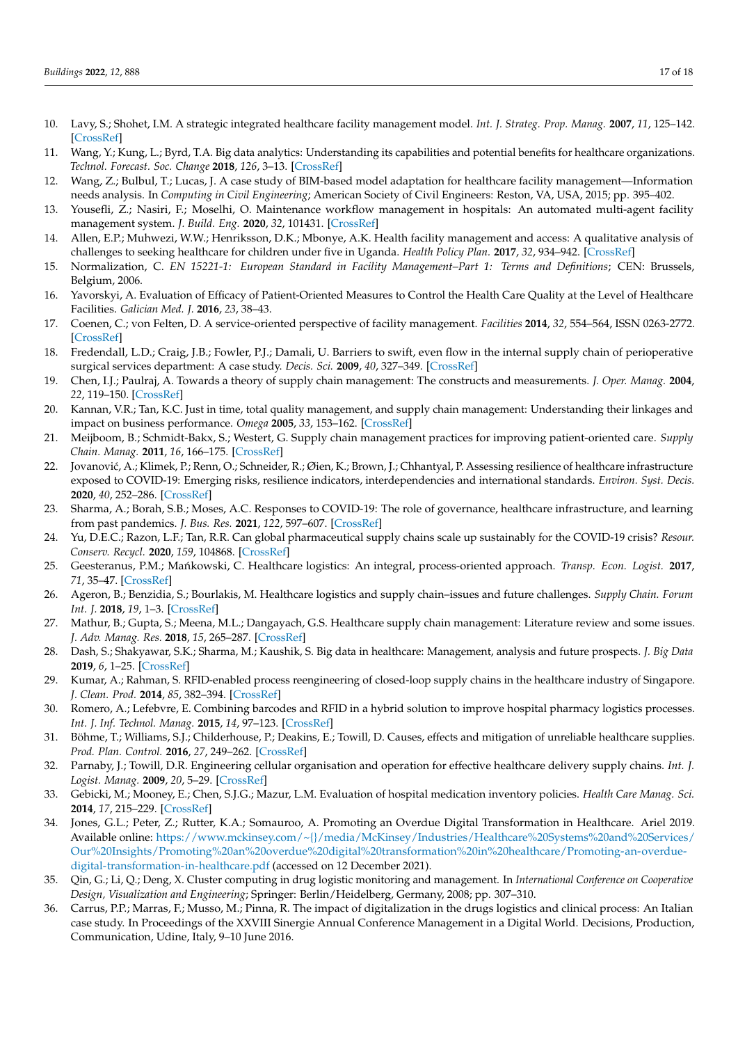10. Lavy, S.; Shohet, I.M. A strategic integrated healthcare facility management model. *Int. J. Strateg. Prop. Manag.* **2007**, *11*, 125–142. [CrossRef]
11. Wang, Y.; Kung, L.; Byrd, T.A. Big data analytics: Understanding its capabilities and potential benefits for healthcare organizations. *Technol. Forecast. Soc. Change* **2018**, *126*, 3–13. [CrossRef]
12. Wang, Z.; Bulbul, T.; Lucas, J. A case study of BIM-based model adaptation for healthcare facility management—Information needs analysis. In *Computing in Civil Engineering*; American Society of Civil Engineers: Reston, VA, USA, 2015; pp. 395–402.
13. Yousefli, Z.; Nasiri, F.; Moselhi, O. Maintenance workflow management in hospitals: An automated multi-agent facility management system. *J. Build. Eng.* **2020**, *32*, 101431. [CrossRef]
14. Allen, E.P.; Muhwezi, W.W.; Henriksson, D.K.; Mbonye, A.K. Health facility management and access: A qualitative analysis of challenges to seeking healthcare for children under five in Uganda. *Health Policy Plan.* **2017**, *32*, 934–942. [CrossRef]
15. Normalization, C. *EN 15221-1: European Standard in Facility Management–Part 1: Terms and Definitions*; CEN: Brussels, Belgium, 2006.
16. Yavorskyi, A. Evaluation of Efficacy of Patient-Oriented Measures to Control the Health Care Quality at the Level of Healthcare Facilities. *Galician Med. J.* **2016**, *23*, 38–43.
17. Coenen, C.; von Felten, D. A service-oriented perspective of facility management. *Facilities* **2014**, *32*, 554–564, ISSN 0263-2772. [CrossRef]
18. Fredendall, L.D.; Craig, J.B.; Fowler, P.J.; Damali, U. Barriers to swift, even flow in the internal supply chain of perioperative surgical services department: A case study. *Decis. Sci.* **2009**, *40*, 327–349. [CrossRef]
19. Chen, I.J.; Paulraj, A. Towards a theory of supply chain management: The constructs and measurements. *J. Oper. Manag.* **2004**, *22*, 119–150. [CrossRef]
20. Kannan, V.R.; Tan, K.C. Just in time, total quality management, and supply chain management: Understanding their linkages and impact on business performance. *Omega* **2005**, *33*, 153–162. [CrossRef]
21. Meijboom, B.; Schmidt-Bakx, S.; Westert, G. Supply chain management practices for improving patient-oriented care. *Supply Chain. Manag.* **2011**, *16*, 166–175. [CrossRef]
22. Jovanović, A.; Klimek, P.; Renn, O.; Schneider, R.; Øien, K.; Brown, J.; Chhantyal, P. Assessing resilience of healthcare infrastructure exposed to COVID-19: Emerging risks, resilience indicators, interdependencies and international standards. *Environ. Syst. Decis.* **2020**, *40*, 252–286. [CrossRef]
23. Sharma, A.; Borah, S.B.; Moses, A.C. Responses to COVID-19: The role of governance, healthcare infrastructure, and learning from past pandemics. *J. Bus. Res.* **2021**, *122*, 597–607. [CrossRef]
24. Yu, D.E.C.; Razon, L.F.; Tan, R.R. Can global pharmaceutical supply chains scale up sustainably for the COVID-19 crisis? *Resour. Conserv. Recycl.* **2020**, *159*, 104868. [CrossRef]
25. Geesteranus, P.M.; Mańkowski, C. Healthcare logistics: An integral, process-oriented approach. *Transp. Econ. Logist.* **2017**, *71*, 35–47. [CrossRef]
26. Ageron, B.; Benzidia, S.; Bourlakis, M. Healthcare logistics and supply chain–issues and future challenges. *Supply Chain. Forum Int. J.* **2018**, *19*, 1–3. [CrossRef]
27. Mathur, B.; Gupta, S.; Meena, M.L.; Dangayach, G.S. Healthcare supply chain management: Literature review and some issues. *J. Adv. Manag. Res.* **2018**, *15*, 265–287. [CrossRef]
28. Dash, S.; Shakyawar, S.K.; Sharma, M.; Kaushik, S. Big data in healthcare: Management, analysis and future prospects. *J. Big Data* **2019**, *6*, 1–25. [CrossRef]
29. Kumar, A.; Rahman, S. RFID-enabled process reengineering of closed-loop supply chains in the healthcare industry of Singapore. *J. Clean. Prod.* **2014**, *85*, 382–394. [CrossRef]
30. Romero, A.; Lefebvre, E. Combining barcodes and RFID in a hybrid solution to improve hospital pharmacy logistics processes. *Int. J. Inf. Technol. Manag.* **2015**, *14*, 97–123. [CrossRef]
31. Böhme, T.; Williams, S.J.; Childerhouse, P.; Deakins, E.; Towill, D. Causes, effects and mitigation of unreliable healthcare supplies. *Prod. Plan. Control.* **2016**, *27*, 249–262. [CrossRef]
32. Parnaby, J.; Towill, D.R. Engineering cellular organisation and operation for effective healthcare delivery supply chains. *Int. J. Logist. Manag.* **2009**, *20*, 5–29. [CrossRef]
33. Gebicki, M.; Mooney, E.; Chen, S.J.G.; Mazur, L.M. Evaluation of hospital medication inventory policies. *Health Care Manag. Sci.* **2014**, *17*, 215–229. [CrossRef]
34. Jones, G.L.; Peter, Z.; Rutter, K.A.; Somauroo, A. Promoting an Overdue Digital Transformation in Healthcare. Ariel 2019. Available online: https://www.mckinsey.com/~{}/media/McKinsey/Industries/Healthcare%20Systems%20and%20Services/Our%20Insights/Promoting%20an%20overdue%20digital%20transformation%20in%20healthcare/Promoting-an-overdue-digital-transformation-in-healthcare.pdf (accessed on 12 December 2021).
35. Qin, G.; Li, Q.; Deng, X. Cluster computing in drug logistic monitoring and management. In *International Conference on Cooperative Design, Visualization and Engineering*; Springer: Berlin/Heidelberg, Germany, 2008; pp. 307–310.
36. Carrus, P.P.; Marras, F.; Musso, M.; Pinna, R. The impact of digitalization in the drugs logistics and clinical process: An Italian case study. In Proceedings of the XXVIII Sinergie Annual Conference Management in a Digital World. Decisions, Production, Communication, Udine, Italy, 9–10 June 2016.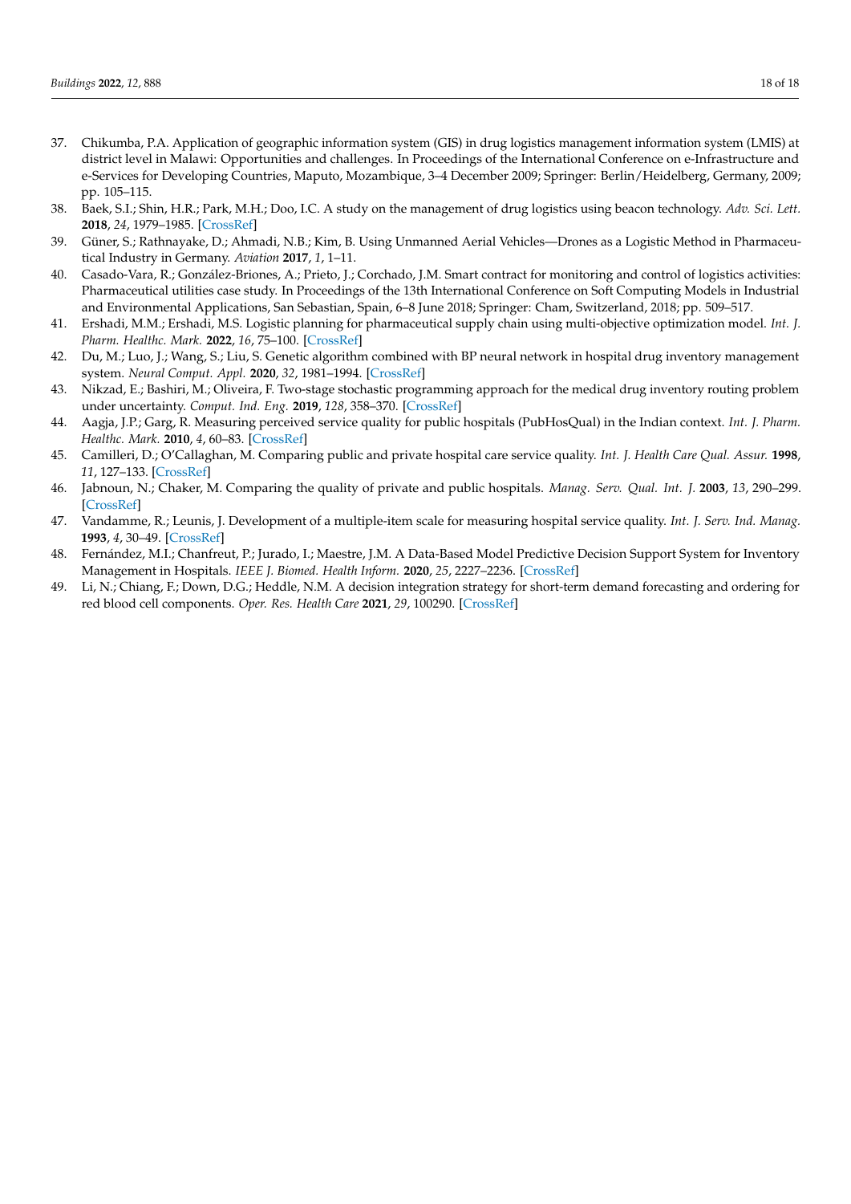37. Chikumba, P.A. Application of geographic information system (GIS) in drug logistics management information system (LMIS) at district level in Malawi: Opportunities and challenges. In Proceedings of the International Conference on e-Infrastructure and e-Services for Developing Countries, Maputo, Mozambique, 3–4 December 2009; Springer: Berlin/Heidelberg, Germany, 2009; pp. 105–115.
38. Baek, S.I.; Shin, H.R.; Park, M.H.; Doo, I.C. A study on the management of drug logistics using beacon technology. *Adv. Sci. Lett.* **2018**, *24*, 1979–1985. [CrossRef]
39. Güner, S.; Rathnayake, D.; Ahmadi, N.B.; Kim, B. Using Unmanned Aerial Vehicles—Drones as a Logistic Method in Pharmaceutical Industry in Germany. *Aviation* **2017**, *1*, 1–11.
40. Casado-Vara, R.; González-Briones, A.; Prieto, J.; Corchado, J.M. Smart contract for monitoring and control of logistics activities: Pharmaceutical utilities case study. In Proceedings of the 13th International Conference on Soft Computing Models in Industrial and Environmental Applications, San Sebastian, Spain, 6–8 June 2018; Springer: Cham, Switzerland, 2018; pp. 509–517.
41. Ershadi, M.M.; Ershadi, M.S. Logistic planning for pharmaceutical supply chain using multi-objective optimization model. *Int. J. Pharm. Healthc. Mark.* **2022**, *16*, 75–100. [CrossRef]
42. Du, M.; Luo, J.; Wang, S.; Liu, S. Genetic algorithm combined with BP neural network in hospital drug inventory management system. *Neural Comput. Appl.* **2020**, *32*, 1981–1994. [CrossRef]
43. Nikzad, E.; Bashiri, M.; Oliveira, F. Two-stage stochastic programming approach for the medical drug inventory routing problem under uncertainty. *Comput. Ind. Eng.* **2019**, *128*, 358–370. [CrossRef]
44. Aagja, J.P.; Garg, R. Measuring perceived service quality for public hospitals (PubHosQual) in the Indian context. *Int. J. Pharm. Healthc. Mark.* **2010**, *4*, 60–83. [CrossRef]
45. Camilleri, D.; O'Callaghan, M. Comparing public and private hospital care service quality. *Int. J. Health Care Qual. Assur.* **1998**, *11*, 127–133. [CrossRef]
46. Jabnoun, N.; Chaker, M. Comparing the quality of private and public hospitals. *Manag. Serv. Qual. Int. J.* **2003**, *13*, 290–299. [CrossRef]
47. Vandamme, R.; Leunis, J. Development of a multiple-item scale for measuring hospital service quality. *Int. J. Serv. Ind. Manag.* **1993**, *4*, 30–49. [CrossRef]
48. Fernández, M.I.; Chanfreut, P.; Jurado, I.; Maestre, J.M. A Data-Based Model Predictive Decision Support System for Inventory Management in Hospitals. *IEEE J. Biomed. Health Inform.* **2020**, *25*, 2227–2236. [CrossRef]
49. Li, N.; Chiang, F.; Down, D.G.; Heddle, N.M. A decision integration strategy for short-term demand forecasting and ordering for red blood cell components. *Oper. Res. Health Care* **2021**, *29*, 100290. [CrossRef]